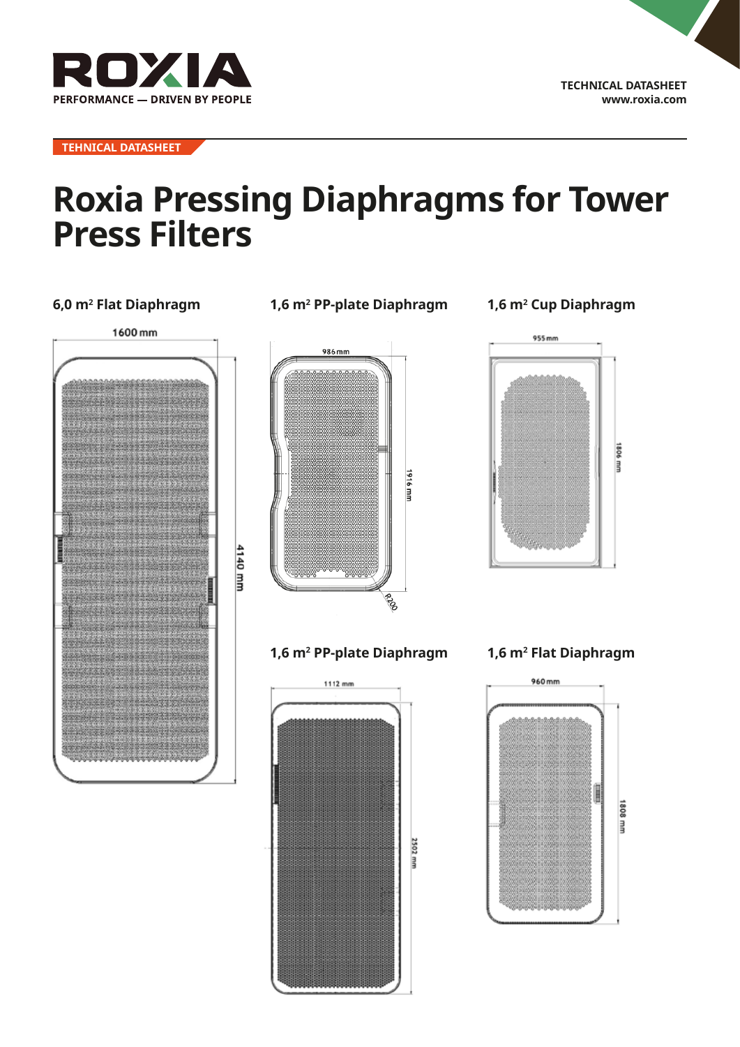TEHNICAL DATASHEET

# Roxia Pressing Diaphragms for Tower Press Filters

### 6,0 m$^2$ Flat Diaphragm

1600 mm

4140 mm

### 1,6 m$^2$ PP-plate Diaphragm

986 mm

1916 mm

R200

### 1,6 m$^2$ Cup Diaphragm

955 mm

1806 mm

### 1,6 m$^2$ PP-plate Diaphragm

1112 mm

2502 mm

### 1,6 m$^2$ Flat Diaphragm

960 mm

1808 mm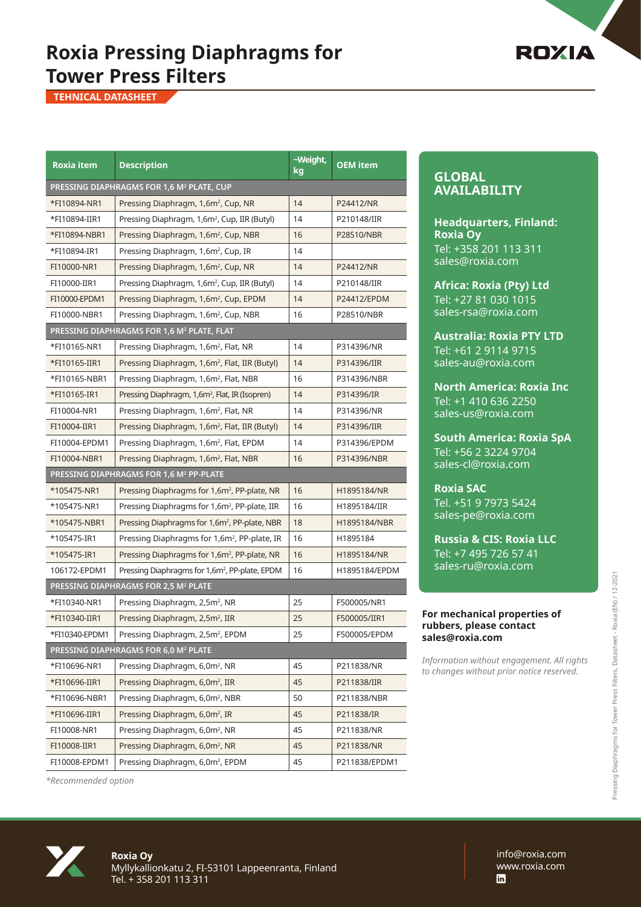# Roxia Pressing Diaphragms for Tower Press Filters

**TEHNICAL DATASHEET**

| Roxia item | Description | ~Weight, kg | OEM item |
|---|---|---|---|
| **PRESSING DIAPHRAGMS FOR 1,6 M² PLATE, CUP** | | | |
| *FI10894-NR1 | Pressing Diaphragm, 1,6m², Cup, NR | 14 | P24412/NR |
| *FI10894-IIR1 | Pressing Diaphragm, 1,6m², Cup, IIR (Butyl) | 14 | P210148/IIR |
| *FI10894-NBR1 | Pressing Diaphragm, 1,6m², Cup, NBR | 16 | P28510/NBR |
| *FI10894-IR1 | Pressing Diaphragm, 1,6m², Cup, IR | 14 | |
| FI10000-NR1 | Pressing Diaphragm, 1,6m², Cup, NR | 14 | P24412/NR |
| FI10000-IIR1 | Pressing Diaphragm, 1,6m², Cup, IIR (Butyl) | 14 | P210148/IIR |
| FI10000-EPDM1 | Pressing Diaphragm, 1,6m², Cup, EPDM | 14 | P24412/EPDM |
| FI10000-NBR1 | Pressing Diaphragm, 1,6m², Cup, NBR | 16 | P28510/NBR |
| **PRESSING DIAPHRAGMS FOR 1,6 M² PLATE, FLAT** | | | |
| *FI10165-NR1 | Pressing Diaphragm, 1,6m², Flat, NR | 14 | P314396/NR |
| *FI10165-IIR1 | Pressing Diaphragm, 1,6m², Flat, IIR (Butyl) | 14 | P314396/IIR |
| *FI10165-NBR1 | Pressing Diaphragm, 1,6m², Flat, NBR | 16 | P314396/NBR |
| *FI10165-IR1 | Pressing Diaphragm, 1,6m², Flat, IR (Isopren) | 14 | P314396/IR |
| FI10004-NR1 | Pressing Diaphragm, 1,6m², Flat, NR | 14 | P314396/NR |
| FI10004-IIR1 | Pressing Diaphragm, 1,6m², Flat, IIR (Butyl) | 14 | P314396/IIR |
| FI10004-EPDM1 | Pressing Diaphragm, 1,6m², Flat, EPDM | 14 | P314396/EPDM |
| FI10004-NBR1 | Pressing Diaphragm, 1,6m², Flat, NBR | 16 | P314396/NBR |
| **PRESSING DIAPHRAGMS FOR 1,6 M² PP-PLATE** | | | |
| *105475-NR1 | Pressing Diaphragms for 1,6m², PP-plate, NR | 16 | H1895184/NR |
| *105475-NR1 | Pressing Diaphragms for 1,6m², PP-plate, IIR | 16 | H1895184/IIR |
| *105475-NBR1 | Pressing Diaphragms for 1,6m², PP-plate, NBR | 18 | H1895184/NBR |
| *105475-IR1 | Pressing Diaphragms for 1,6m², PP-plate, IR | 16 | H1895184 |
| *105475-IR1 | Pressing Diaphragms for 1,6m², PP-plate, NR | 16 | H1895184/NR |
| 106172-EPDM1 | Pressing Diaphragms for 1,6m², PP-plate, EPDM | 16 | H1895184/EPDM |
| **PRESSING DIAPHRAGMS FOR 2,5 M² PLATE** | | | |
| *FI10340-NR1 | Pressing Diaphragm, 2,5m², NR | 25 | F500005/NR1 |
| *FI10340-IIR1 | Pressing Diaphragm, 2,5m², IIR | 25 | F500005/IIR1 |
| *FI10340-EPDM1 | Pressing Diaphragm, 2,5m², EPDM | 25 | F500005/EPDM |
| **PRESSING DIAPHRAGMS FOR 6,0 M² PLATE** | | | |
| *FI10696-NR1 | Pressing Diaphragm, 6,0m², NR | 45 | P211838/NR |
| *FI10696-IIR1 | Pressing Diaphragm, 6,0m², IIR | 45 | P211838/IIR |
| *FI10696-NBR1 | Pressing Diaphragm, 6,0m², NBR | 50 | P211838/NBR |
| *FI10696-IIR1 | Pressing Diaphragm, 6,0m², IR | 45 | P211838/IR |
| FI10008-NR1 | Pressing Diaphragm, 6,0m², NR | 45 | P211838/NR |
| FI10008-IIR1 | Pressing Diaphragm, 6,0m², NR | 45 | P211838/NR |
| FI10008-EPDM1 | Pressing Diaphragm, 6,0m², EPDM | 45 | P211838/EPDM1 |

*\*Recommended option*

## GLOBAL AVAILABILITY

**Headquarters, Finland: Roxia Oy**
Tel: +358 201 113 311
sales@roxia.com

**Africa: Roxia (Pty) Ltd**
Tel: +27 81 030 1015
sales-rsa@roxia.com

**Australia: Roxia PTY LTD**
Tel: +61 2 9114 9715
sales-au@roxia.com

**North America: Roxia Inc**
Tel: +1 410 636 2250
sales-us@roxia.com

**South America: Roxia SpA**
Tel: +56 2 3224 9704
sales-cl@roxia.com

**Roxia SAC**
Tel. +51 9 7973 5424
sales-pe@roxia.com

**Russia & CIS: Roxia LLC**
Tel: +7 495 726 57 41
sales-ru@roxia.com

**For mechanical properties of rubbers, please contact sales@roxia.com**

*Information without engagement. All rights to changes without prior notice reserved.*

**Roxia Oy**
Myllykallionkatu 2, FI-53101 Lappeenranta, Finland
Tel. + 358 201 113 311

info@roxia.com
www.roxia.com